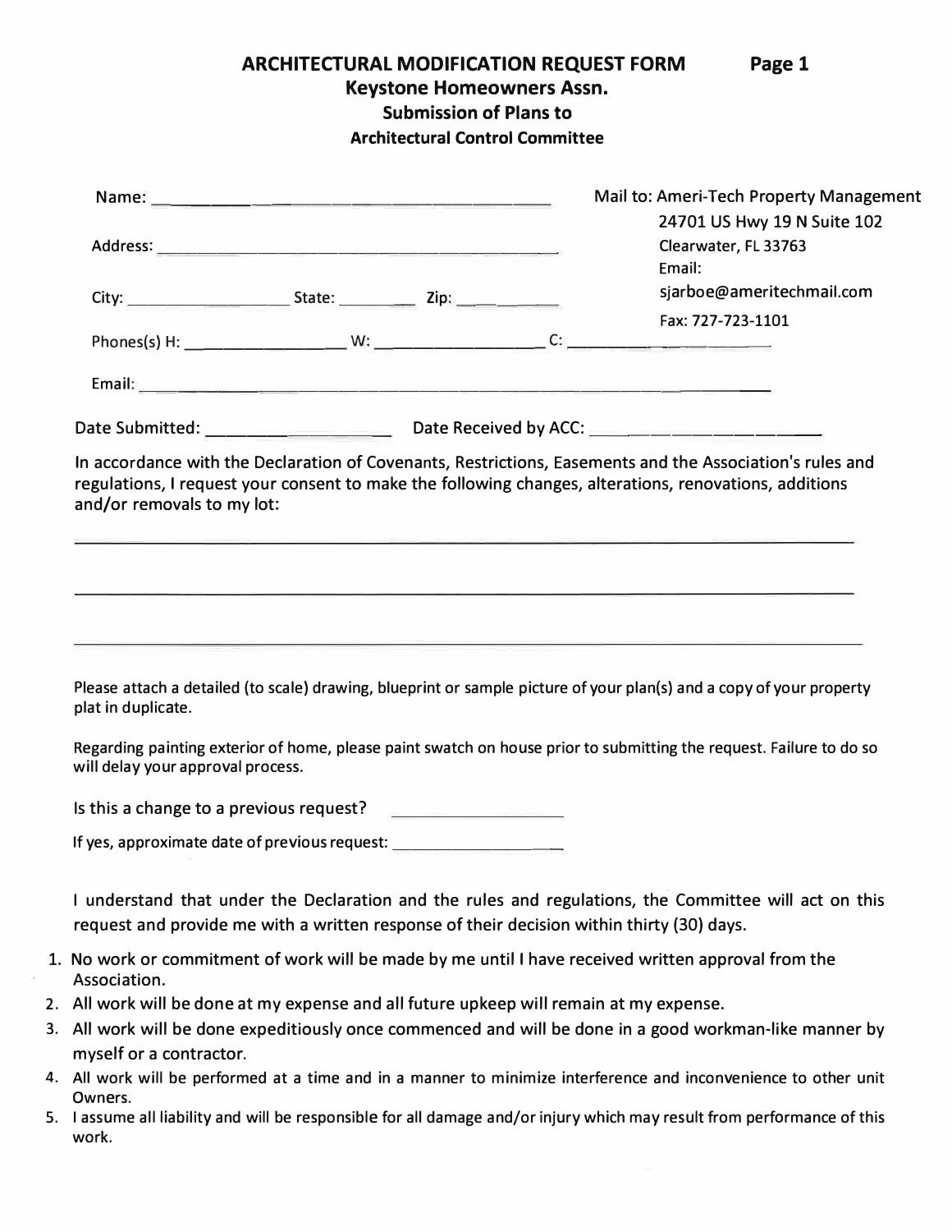# ARCHITECTURAL MODIFICATION REQUEST FORM

**Page 1**

## Keystone Homeowners Assn.

### Submission of Plans to Architectural Control Committee

Name: ______________________________________

Address: ______________________________________

City: ________________ State: ________ Zip: ____________

Phones(s) H: ________________ W: ________________ C: ________________

Email: ______________________________________

Mail to: Ameri-Tech Property Management
24701 US Hwy 19 N Suite 102
Clearwater, FL 33763
Email:
sjarboe@ameritechmail.com
Fax: 727-723-1101

Date Submitted: ________________ Date Received by ACC: ________________

In accordance with the Declaration of Covenants, Restrictions, Easements and the Association's rules and regulations, I request your consent to make the following changes, alterations, renovations, additions and/or removals to my lot:

______________________________________________________________________

______________________________________________________________________

______________________________________________________________________

Please attach a detailed (to scale) drawing, blueprint or sample picture of your plan(s) and a copy of your property plat in duplicate.

Regarding painting exterior of home, please paint swatch on house prior to submitting the request. Failure to do so will delay your approval process.

Is this a change to a previous request? ________________

If yes, approximate date of previous request: ________________

I understand that under the Declaration and the rules and regulations, the Committee will act on this request and provide me with a written response of their decision within thirty (30) days.

1. No work or commitment of work will be made by me until I have received written approval from the Association.
2. All work will be done at my expense and all future upkeep will remain at my expense.
3. All work will be done expeditiously once commenced and will be done in a good workman-like manner by myself or a contractor.
4. All work will be performed at a time and in a manner to minimize interference and inconvenience to other unit Owners.
5. I assume all liability and will be responsible for all damage and/or injury which may result from performance of this work.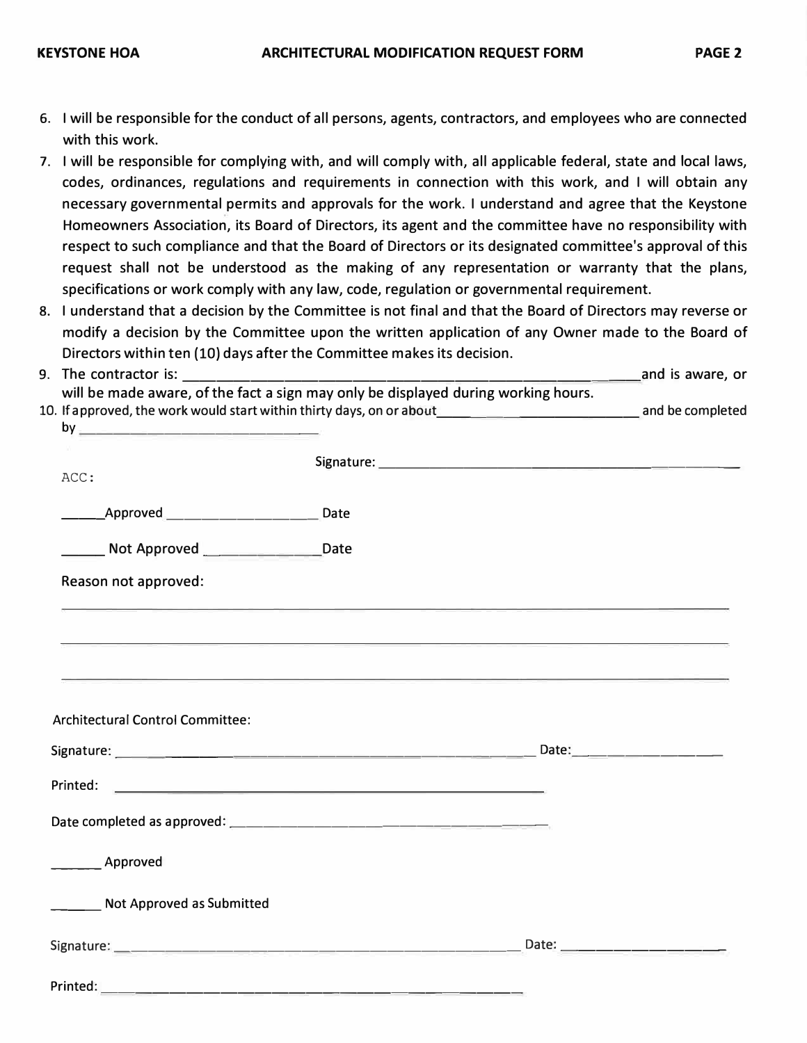6. I will be responsible for the conduct of all persons, agents, contractors, and employees who are connected with this work.
7. I will be responsible for complying with, and will comply with, all applicable federal, state and local laws, codes, ordinances, regulations and requirements in connection with this work, and I will obtain any necessary governmental permits and approvals for the work. I understand and agree that the Keystone Homeowners Association, its Board of Directors, its agent and the committee have no responsibility with respect to such compliance and that the Board of Directors or its designated committee's approval of this request shall not be understood as the making of any representation or warranty that the plans, specifications or work comply with any law, code, regulation or governmental requirement.
8. I understand that a decision by the Committee is not final and that the Board of Directors may reverse or modify a decision by the Committee upon the written application of any Owner made to the Board of Directors within ten (10) days after the Committee makes its decision.
9. The contractor is: ______________________________ and is aware, or will be made aware, of the fact a sign may only be displayed during working hours.
10. If approved, the work would start within thirty days, on or about ____________________ and be completed by ____________________

Signature: ______________________________

ACC:

______Approved __________________ Date

______ Not Approved ______________Date

Reason not approved:

______________________________________________________________________

______________________________________________________________________

______________________________________________________________________

Architectural Control Committee:

Signature: ______________________________ Date: ________________

Printed: ______________________________

Date completed as approved: ______________________________

______ Approved

______ Not Approved as Submitted

Signature: ______________________________ Date: ________________

Printed: ______________________________